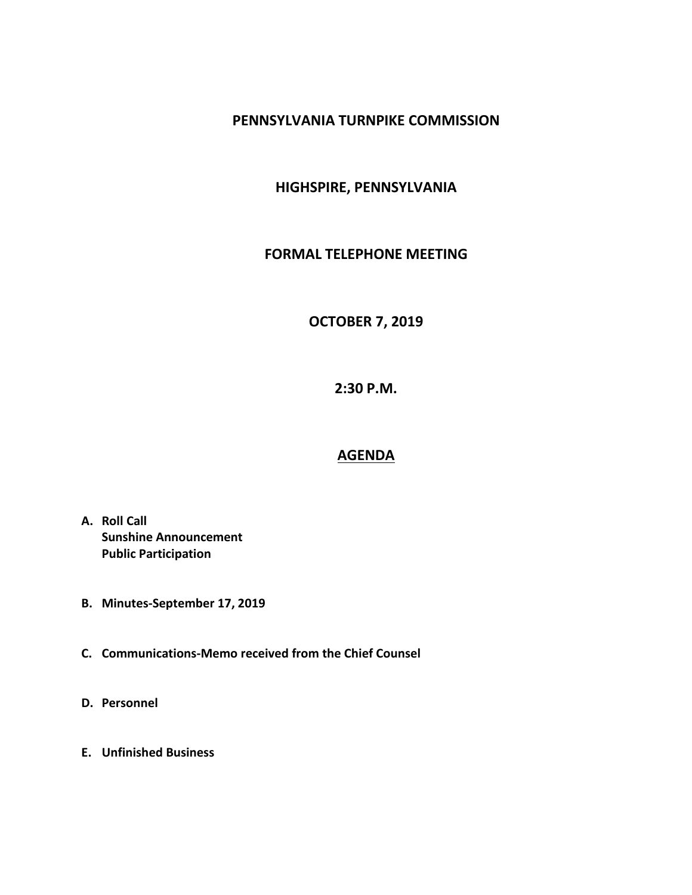# PENNSYLVANIA TURNPIKE COMMISSION

## HIGHSPIRE, PENNSYLVANIA

## FORMAL TELEPHONE MEETING

## OCTOBER 7, 2019

## 2:30 P.M.

## AGENDA

**A. Roll Call**
**Sunshine Announcement**
**Public Participation**

**B. Minutes-September 17, 2019**

**C. Communications-Memo received from the Chief Counsel**

**D. Personnel**

**E. Unfinished Business**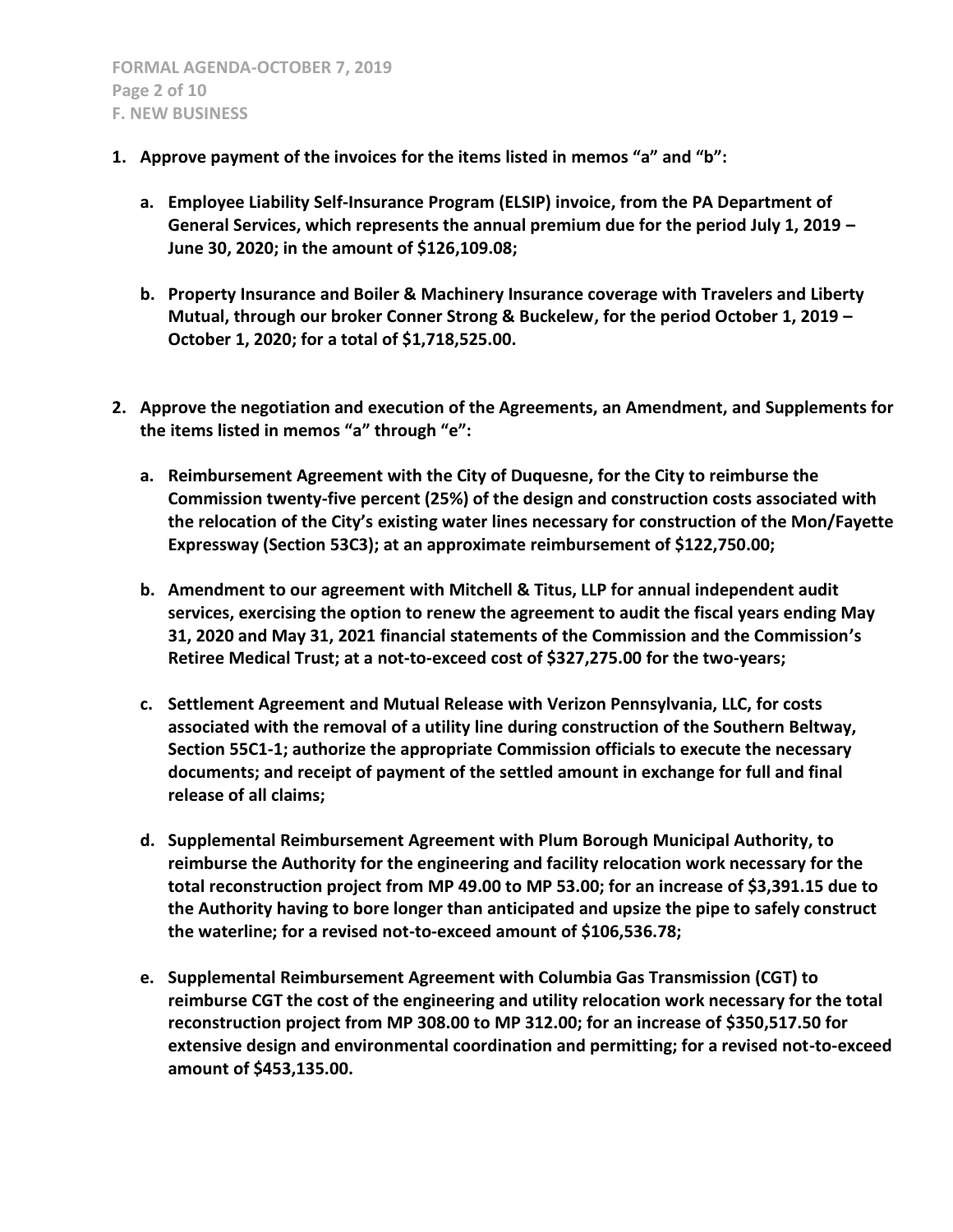1. **Approve payment of the invoices for the items listed in memos "a" and "b":**

    a. **Employee Liability Self-Insurance Program (ELSIP) invoice, from the PA Department of General Services, which represents the annual premium due for the period July 1, 2019 – June 30, 2020; in the amount of $126,109.08;**

    b. **Property Insurance and Boiler & Machinery Insurance coverage with Travelers and Liberty Mutual, through our broker Conner Strong & Buckelew, for the period October 1, 2019 – October 1, 2020; for a total of $1,718,525.00.**

2. **Approve the negotiation and execution of the Agreements, an Amendment, and Supplements for the items listed in memos "a" through "e":**

    a. **Reimbursement Agreement with the City of Duquesne, for the City to reimburse the Commission twenty-five percent (25%) of the design and construction costs associated with the relocation of the City's existing water lines necessary for construction of the Mon/Fayette Expressway (Section 53C3); at an approximate reimbursement of $122,750.00;**

    b. **Amendment to our agreement with Mitchell & Titus, LLP for annual independent audit services, exercising the option to renew the agreement to audit the fiscal years ending May 31, 2020 and May 31, 2021 financial statements of the Commission and the Commission's Retiree Medical Trust; at a not-to-exceed cost of $327,275.00 for the two-years;**

    c. **Settlement Agreement and Mutual Release with Verizon Pennsylvania, LLC, for costs associated with the removal of a utility line during construction of the Southern Beltway, Section 55C1-1; authorize the appropriate Commission officials to execute the necessary documents; and receipt of payment of the settled amount in exchange for full and final release of all claims;**

    d. **Supplemental Reimbursement Agreement with Plum Borough Municipal Authority, to reimburse the Authority for the engineering and facility relocation work necessary for the total reconstruction project from MP 49.00 to MP 53.00; for an increase of $3,391.15 due to the Authority having to bore longer than anticipated and upsize the pipe to safely construct the waterline; for a revised not-to-exceed amount of $106,536.78;**

    e. **Supplemental Reimbursement Agreement with Columbia Gas Transmission (CGT) to reimburse CGT the cost of the engineering and utility relocation work necessary for the total reconstruction project from MP 308.00 to MP 312.00; for an increase of $350,517.50 for extensive design and environmental coordination and permitting; for a revised not-to-exceed amount of $453,135.00.**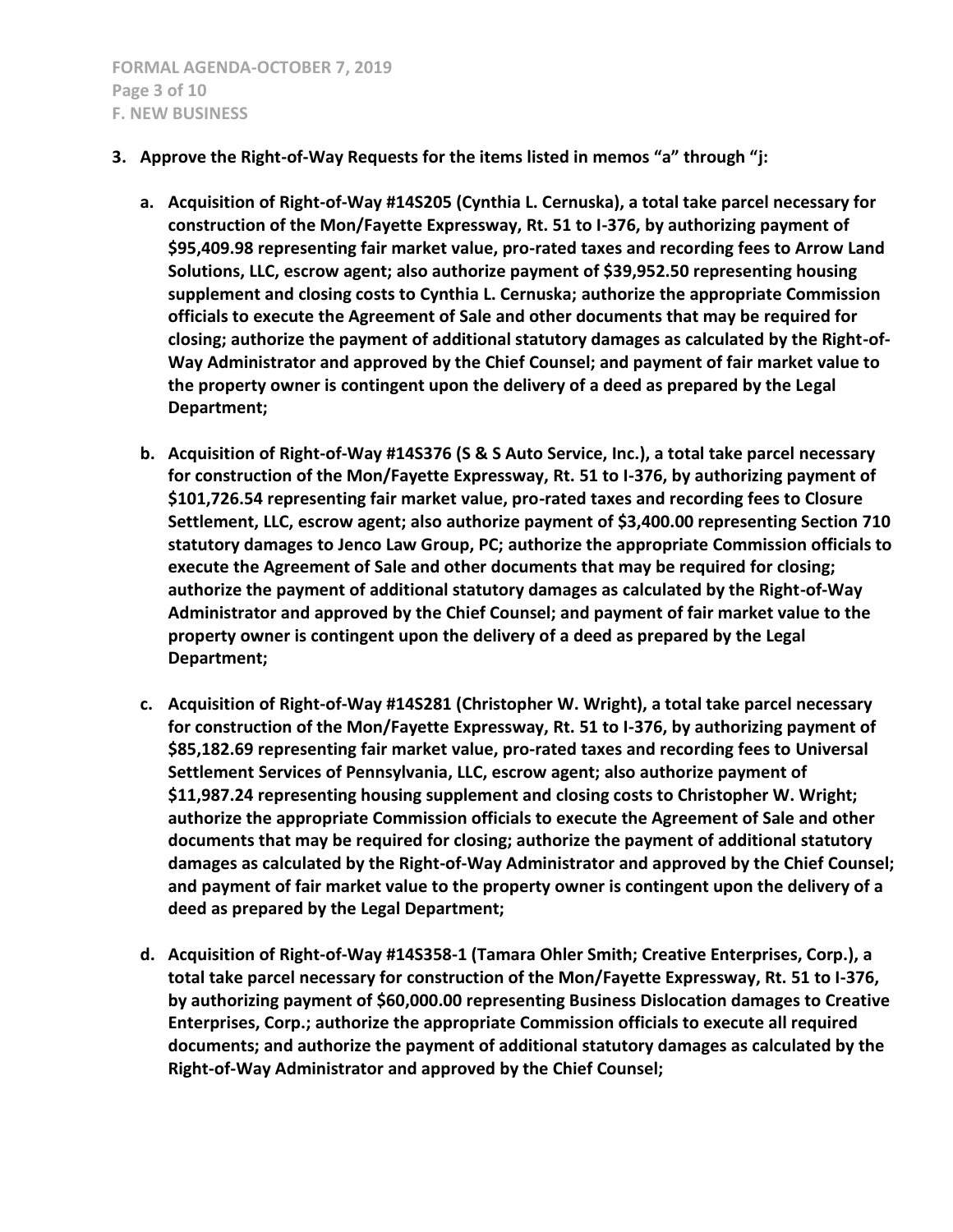**3. Approve the Right-of-Way Requests for the items listed in memos "a" through "j:**

**a. Acquisition of Right-of-Way #14S205 (Cynthia L. Cernuska), a total take parcel necessary for construction of the Mon/Fayette Expressway, Rt. 51 to I-376, by authorizing payment of $95,409.98 representing fair market value, pro-rated taxes and recording fees to Arrow Land Solutions, LLC, escrow agent; also authorize payment of $39,952.50 representing housing supplement and closing costs to Cynthia L. Cernuska; authorize the appropriate Commission officials to execute the Agreement of Sale and other documents that may be required for closing; authorize the payment of additional statutory damages as calculated by the Right-of-Way Administrator and approved by the Chief Counsel; and payment of fair market value to the property owner is contingent upon the delivery of a deed as prepared by the Legal Department;**

**b. Acquisition of Right-of-Way #14S376 (S & S Auto Service, Inc.), a total take parcel necessary for construction of the Mon/Fayette Expressway, Rt. 51 to I-376, by authorizing payment of $101,726.54 representing fair market value, pro-rated taxes and recording fees to Closure Settlement, LLC, escrow agent; also authorize payment of $3,400.00 representing Section 710 statutory damages to Jenco Law Group, PC; authorize the appropriate Commission officials to execute the Agreement of Sale and other documents that may be required for closing; authorize the payment of additional statutory damages as calculated by the Right-of-Way Administrator and approved by the Chief Counsel; and payment of fair market value to the property owner is contingent upon the delivery of a deed as prepared by the Legal Department;**

**c. Acquisition of Right-of-Way #14S281 (Christopher W. Wright), a total take parcel necessary for construction of the Mon/Fayette Expressway, Rt. 51 to I-376, by authorizing payment of $85,182.69 representing fair market value, pro-rated taxes and recording fees to Universal Settlement Services of Pennsylvania, LLC, escrow agent; also authorize payment of $11,987.24 representing housing supplement and closing costs to Christopher W. Wright; authorize the appropriate Commission officials to execute the Agreement of Sale and other documents that may be required for closing; authorize the payment of additional statutory damages as calculated by the Right-of-Way Administrator and approved by the Chief Counsel; and payment of fair market value to the property owner is contingent upon the delivery of a deed as prepared by the Legal Department;**

**d. Acquisition of Right-of-Way #14S358-1 (Tamara Ohler Smith; Creative Enterprises, Corp.), a total take parcel necessary for construction of the Mon/Fayette Expressway, Rt. 51 to I-376, by authorizing payment of $60,000.00 representing Business Dislocation damages to Creative Enterprises, Corp.; authorize the appropriate Commission officials to execute all required documents; and authorize the payment of additional statutory damages as calculated by the Right-of-Way Administrator and approved by the Chief Counsel;**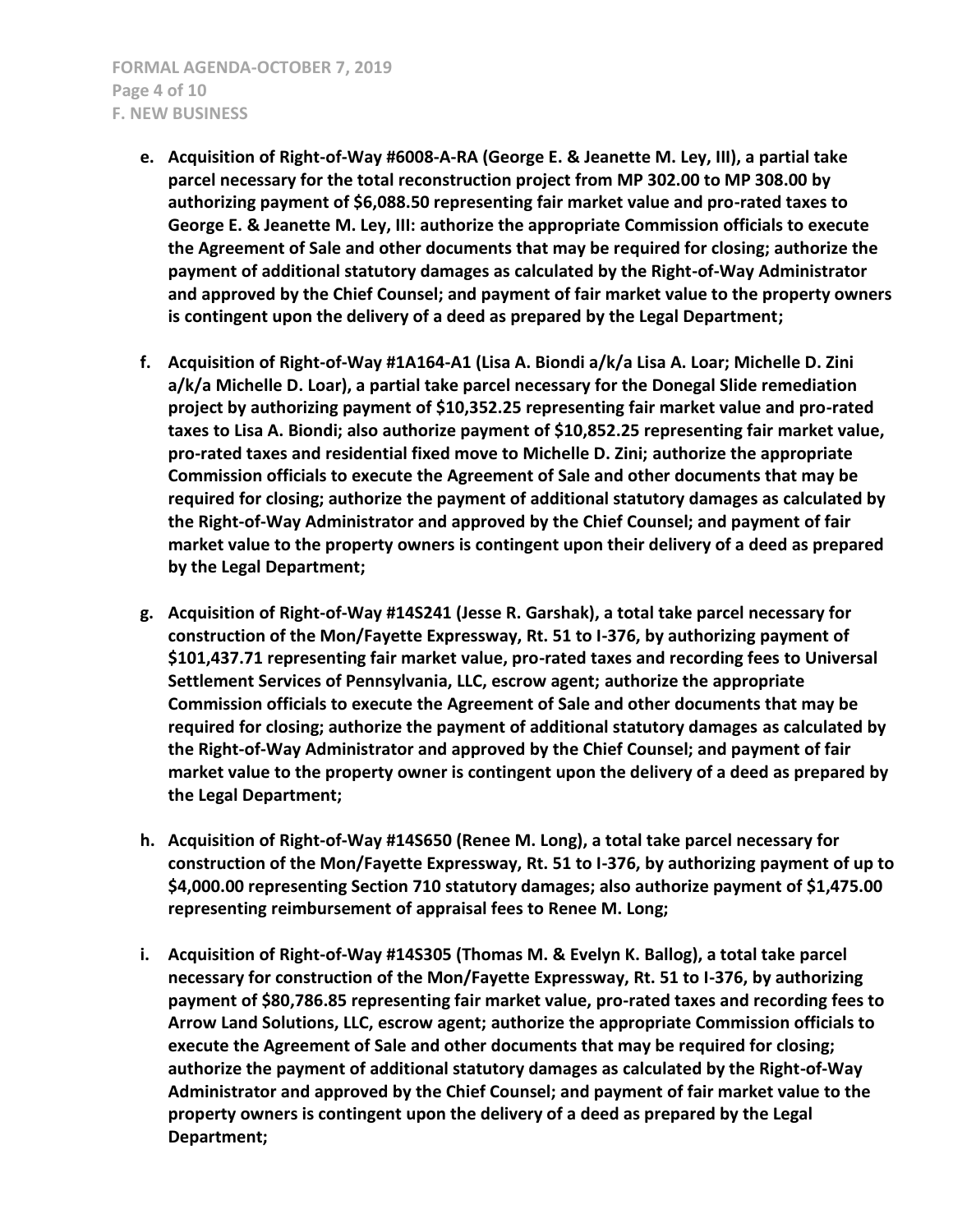e. **Acquisition of Right-of-Way #6008-A-RA (George E. & Jeanette M. Ley, III), a partial take parcel necessary for the total reconstruction project from MP 302.00 to MP 308.00 by authorizing payment of $6,088.50 representing fair market value and pro-rated taxes to George E. & Jeanette M. Ley, III: authorize the appropriate Commission officials to execute the Agreement of Sale and other documents that may be required for closing; authorize the payment of additional statutory damages as calculated by the Right-of-Way Administrator and approved by the Chief Counsel; and payment of fair market value to the property owners is contingent upon the delivery of a deed as prepared by the Legal Department;**

f. **Acquisition of Right-of-Way #1A164-A1 (Lisa A. Biondi a/k/a Lisa A. Loar; Michelle D. Zini a/k/a Michelle D. Loar), a partial take parcel necessary for the Donegal Slide remediation project by authorizing payment of $10,352.25 representing fair market value and pro-rated taxes to Lisa A. Biondi; also authorize payment of $10,852.25 representing fair market value, pro-rated taxes and residential fixed move to Michelle D. Zini; authorize the appropriate Commission officials to execute the Agreement of Sale and other documents that may be required for closing; authorize the payment of additional statutory damages as calculated by the Right-of-Way Administrator and approved by the Chief Counsel; and payment of fair market value to the property owners is contingent upon their delivery of a deed as prepared by the Legal Department;**

g. **Acquisition of Right-of-Way #14S241 (Jesse R. Garshak), a total take parcel necessary for construction of the Mon/Fayette Expressway, Rt. 51 to I-376, by authorizing payment of $101,437.71 representing fair market value, pro-rated taxes and recording fees to Universal Settlement Services of Pennsylvania, LLC, escrow agent; authorize the appropriate Commission officials to execute the Agreement of Sale and other documents that may be required for closing; authorize the payment of additional statutory damages as calculated by the Right-of-Way Administrator and approved by the Chief Counsel; and payment of fair market value to the property owner is contingent upon the delivery of a deed as prepared by the Legal Department;**

h. **Acquisition of Right-of-Way #14S650 (Renee M. Long), a total take parcel necessary for construction of the Mon/Fayette Expressway, Rt. 51 to I-376, by authorizing payment of up to $4,000.00 representing Section 710 statutory damages; also authorize payment of $1,475.00 representing reimbursement of appraisal fees to Renee M. Long;**

i. **Acquisition of Right-of-Way #14S305 (Thomas M. & Evelyn K. Ballog), a total take parcel necessary for construction of the Mon/Fayette Expressway, Rt. 51 to I-376, by authorizing payment of $80,786.85 representing fair market value, pro-rated taxes and recording fees to Arrow Land Solutions, LLC, escrow agent; authorize the appropriate Commission officials to execute the Agreement of Sale and other documents that may be required for closing; authorize the payment of additional statutory damages as calculated by the Right-of-Way Administrator and approved by the Chief Counsel; and payment of fair market value to the property owners is contingent upon the delivery of a deed as prepared by the Legal Department;**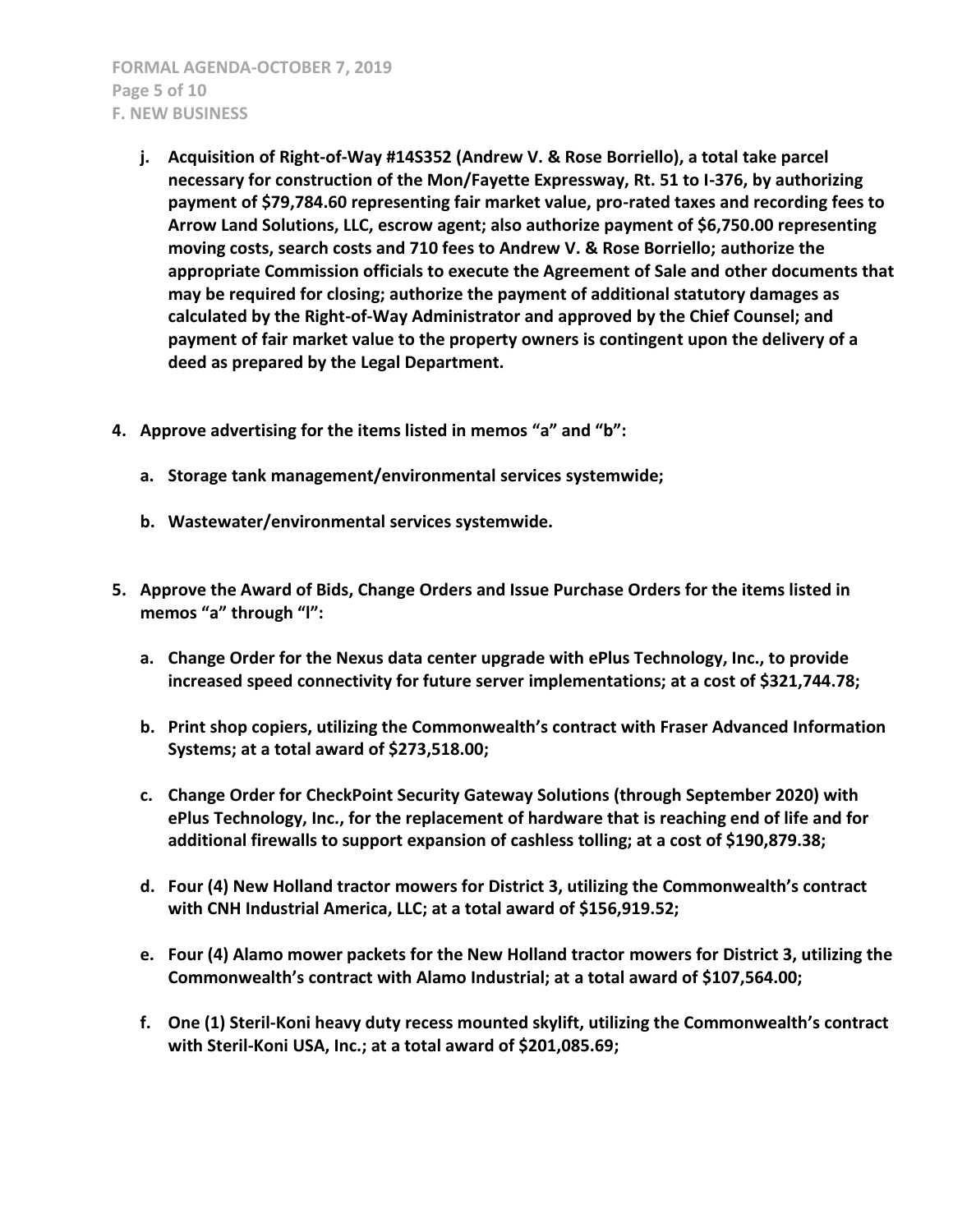- **j. Acquisition of Right-of-Way #14S352 (Andrew V. & Rose Borriello), a total take parcel necessary for construction of the Mon/Fayette Expressway, Rt. 51 to I-376, by authorizing payment of $79,784.60 representing fair market value, pro-rated taxes and recording fees to Arrow Land Solutions, LLC, escrow agent; also authorize payment of $6,750.00 representing moving costs, search costs and 710 fees to Andrew V. & Rose Borriello; authorize the appropriate Commission officials to execute the Agreement of Sale and other documents that may be required for closing; authorize the payment of additional statutory damages as calculated by the Right-of-Way Administrator and approved by the Chief Counsel; and payment of fair market value to the property owners is contingent upon the delivery of a deed as prepared by the Legal Department.**

**4. Approve advertising for the items listed in memos "a" and "b":**

- **a. Storage tank management/environmental services systemwide;**
- **b. Wastewater/environmental services systemwide.**

**5. Approve the Award of Bids, Change Orders and Issue Purchase Orders for the items listed in memos "a" through "l":**

- **a. Change Order for the Nexus data center upgrade with ePlus Technology, Inc., to provide increased speed connectivity for future server implementations; at a cost of $321,744.78;**
- **b. Print shop copiers, utilizing the Commonwealth's contract with Fraser Advanced Information Systems; at a total award of $273,518.00;**
- **c. Change Order for CheckPoint Security Gateway Solutions (through September 2020) with ePlus Technology, Inc., for the replacement of hardware that is reaching end of life and for additional firewalls to support expansion of cashless tolling; at a cost of $190,879.38;**
- **d. Four (4) New Holland tractor mowers for District 3, utilizing the Commonwealth's contract with CNH Industrial America, LLC; at a total award of $156,919.52;**
- **e. Four (4) Alamo mower packets for the New Holland tractor mowers for District 3, utilizing the Commonwealth's contract with Alamo Industrial; at a total award of $107,564.00;**
- **f. One (1) Steril-Koni heavy duty recess mounted skylift, utilizing the Commonwealth's contract with Steril-Koni USA, Inc.; at a total award of $201,085.69;**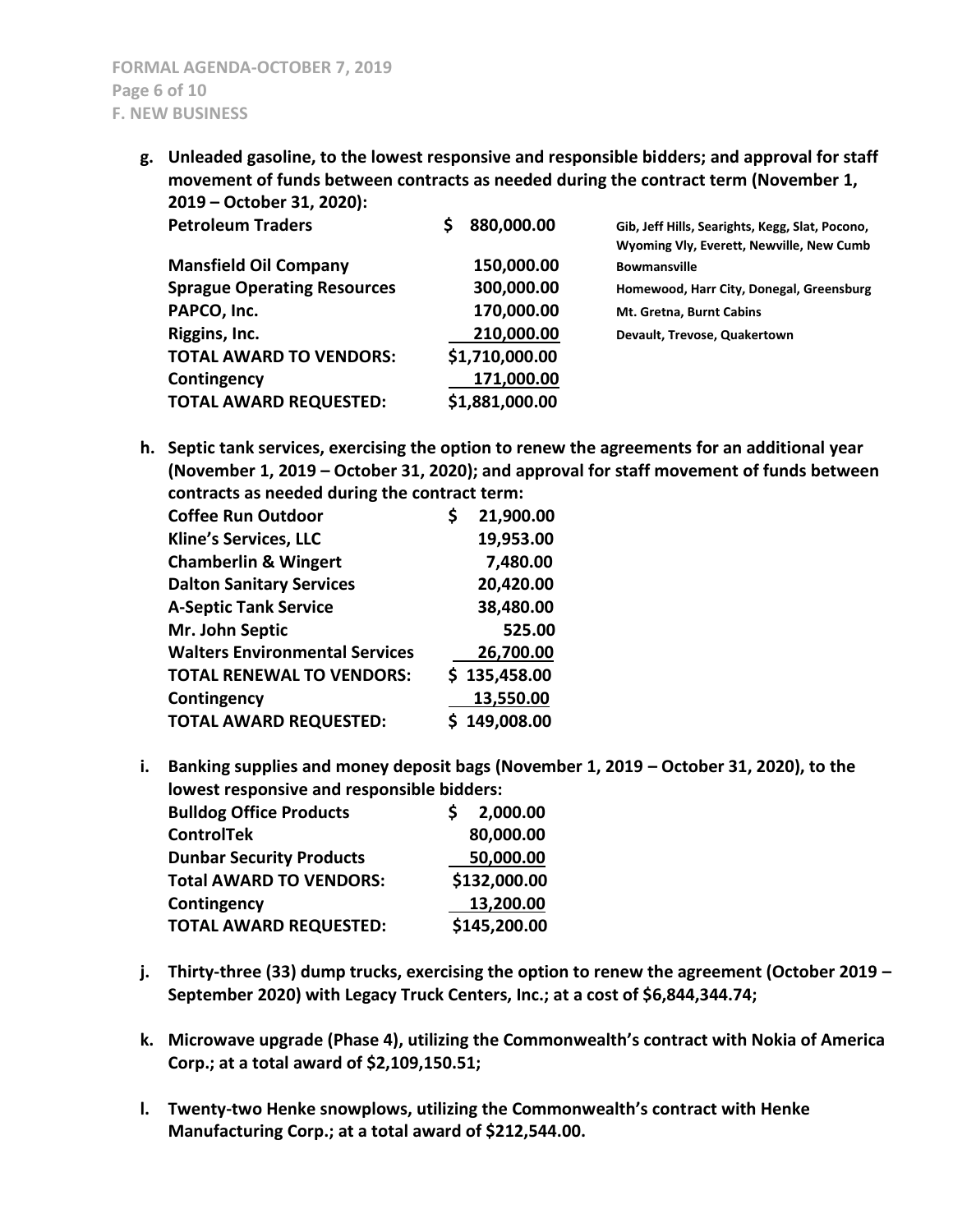**g. Unleaded gasoline, to the lowest responsive and responsible bidders; and approval for staff movement of funds between contracts as needed during the contract term (November 1, 2019 – October 31, 2020):**

| | | |
|---|---|---|
| **Petroleum Traders** | **$ 880,000.00** | **Gib, Jeff Hills, Searights, Kegg, Slat, Pocono, Wyoming Vly, Everett, Newville, New Cumb** |
| **Mansfield Oil Company** | **150,000.00** | **Bowmansville** |
| **Sprague Operating Resources** | **300,000.00** | **Homewood, Harr City, Donegal, Greensburg** |
| **PAPCO, Inc.** | **170,000.00** | **Mt. Gretna, Burnt Cabins** |
| **Riggins, Inc.** | **210,000.00** | **Devault, Trevose, Quakertown** |
| **TOTAL AWARD TO VENDORS:** | **$1,710,000.00** | |
| **Contingency** | **171,000.00** | |
| **TOTAL AWARD REQUESTED:** | **$1,881,000.00** | |

**h. Septic tank services, exercising the option to renew the agreements for an additional year (November 1, 2019 – October 31, 2020); and approval for staff movement of funds between contracts as needed during the contract term:**

| | |
|---|---|
| **Coffee Run Outdoor** | **$ 21,900.00** |
| **Kline's Services, LLC** | **19,953.00** |
| **Chamberlin & Wingert** | **7,480.00** |
| **Dalton Sanitary Services** | **20,420.00** |
| **A-Septic Tank Service** | **38,480.00** |
| **Mr. John Septic** | **525.00** |
| **Walters Environmental Services** | **26,700.00** |
| **TOTAL RENEWAL TO VENDORS:** | **$ 135,458.00** |
| **Contingency** | **13,550.00** |
| **TOTAL AWARD REQUESTED:** | **$ 149,008.00** |

**i. Banking supplies and money deposit bags (November 1, 2019 – October 31, 2020), to the lowest responsive and responsible bidders:**

| | |
|---|---|
| **Bulldog Office Products** | **$ 2,000.00** |
| **ControlTek** | **80,000.00** |
| **Dunbar Security Products** | **50,000.00** |
| **Total AWARD TO VENDORS:** | **$132,000.00** |
| **Contingency** | **13,200.00** |
| **TOTAL AWARD REQUESTED:** | **$145,200.00** |

**j. Thirty-three (33) dump trucks, exercising the option to renew the agreement (October 2019 – September 2020) with Legacy Truck Centers, Inc.; at a cost of $6,844,344.74;**

**k. Microwave upgrade (Phase 4), utilizing the Commonwealth's contract with Nokia of America Corp.; at a total award of $2,109,150.51;**

**l. Twenty-two Henke snowplows, utilizing the Commonwealth's contract with Henke Manufacturing Corp.; at a total award of $212,544.00.**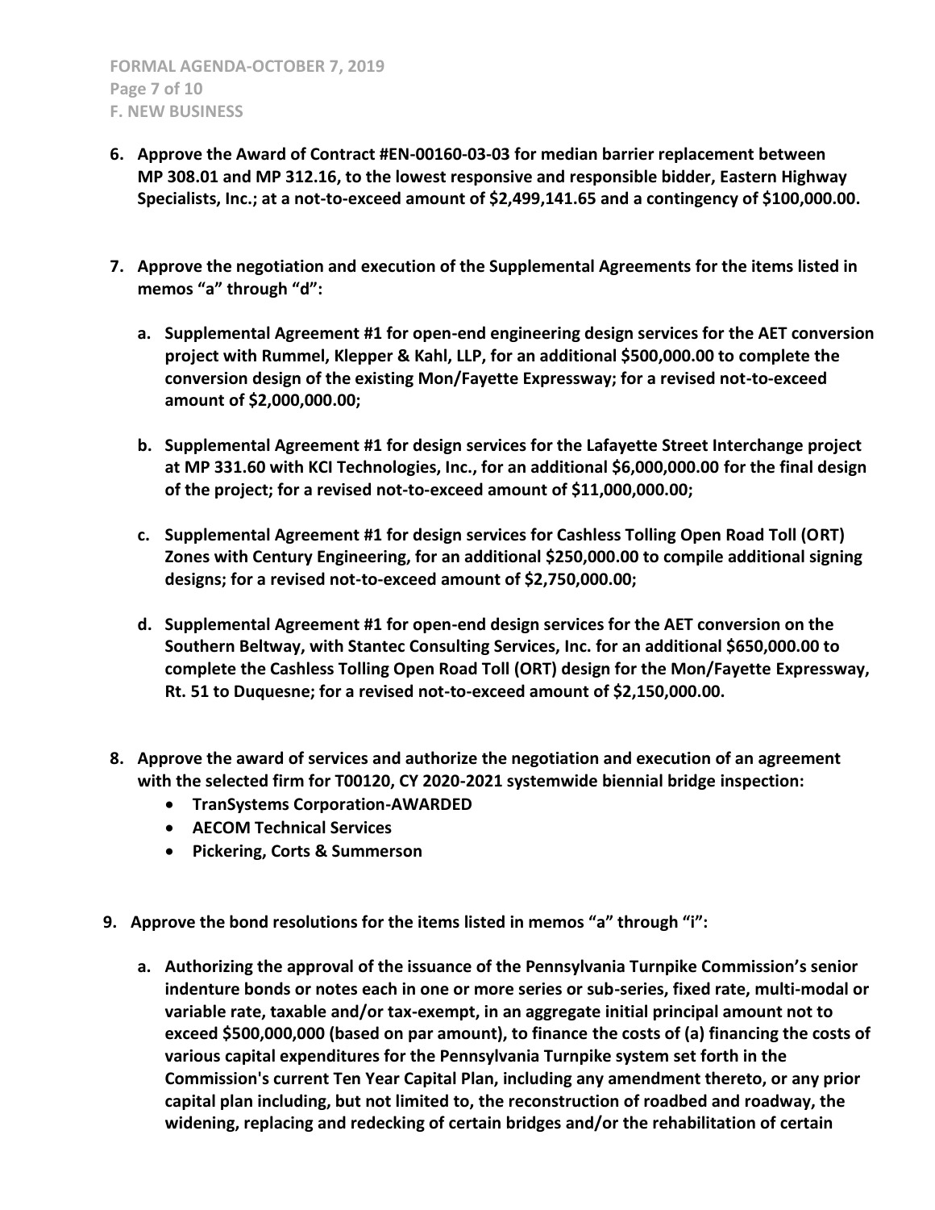**6. Approve the Award of Contract #EN-00160-03-03 for median barrier replacement between MP 308.01 and MP 312.16, to the lowest responsive and responsible bidder, Eastern Highway Specialists, Inc.; at a not-to-exceed amount of $2,499,141.65 and a contingency of $100,000.00.**

**7. Approve the negotiation and execution of the Supplemental Agreements for the items listed in memos "a" through "d":**

**a. Supplemental Agreement #1 for open-end engineering design services for the AET conversion project with Rummel, Klepper & Kahl, LLP, for an additional $500,000.00 to complete the conversion design of the existing Mon/Fayette Expressway; for a revised not-to-exceed amount of $2,000,000.00;**

**b. Supplemental Agreement #1 for design services for the Lafayette Street Interchange project at MP 331.60 with KCI Technologies, Inc., for an additional $6,000,000.00 for the final design of the project; for a revised not-to-exceed amount of $11,000,000.00;**

**c. Supplemental Agreement #1 for design services for Cashless Tolling Open Road Toll (ORT) Zones with Century Engineering, for an additional $250,000.00 to compile additional signing designs; for a revised not-to-exceed amount of $2,750,000.00;**

**d. Supplemental Agreement #1 for open-end design services for the AET conversion on the Southern Beltway, with Stantec Consulting Services, Inc. for an additional $650,000.00 to complete the Cashless Tolling Open Road Toll (ORT) design for the Mon/Fayette Expressway, Rt. 51 to Duquesne; for a revised not-to-exceed amount of $2,150,000.00.**

**8. Approve the award of services and authorize the negotiation and execution of an agreement with the selected firm for T00120, CY 2020-2021 systemwide biennial bridge inspection:**

- **TranSystems Corporation-AWARDED**
- **AECOM Technical Services**
- **Pickering, Corts & Summerson**

**9. Approve the bond resolutions for the items listed in memos "a" through "i":**

**a. Authorizing the approval of the issuance of the Pennsylvania Turnpike Commission's senior indenture bonds or notes each in one or more series or sub-series, fixed rate, multi-modal or variable rate, taxable and/or tax-exempt, in an aggregate initial principal amount not to exceed $500,000,000 (based on par amount), to finance the costs of (a) financing the costs of various capital expenditures for the Pennsylvania Turnpike system set forth in the Commission's current Ten Year Capital Plan, including any amendment thereto, or any prior capital plan including, but not limited to, the reconstruction of roadbed and roadway, the widening, replacing and redecking of certain bridges and/or the rehabilitation of certain**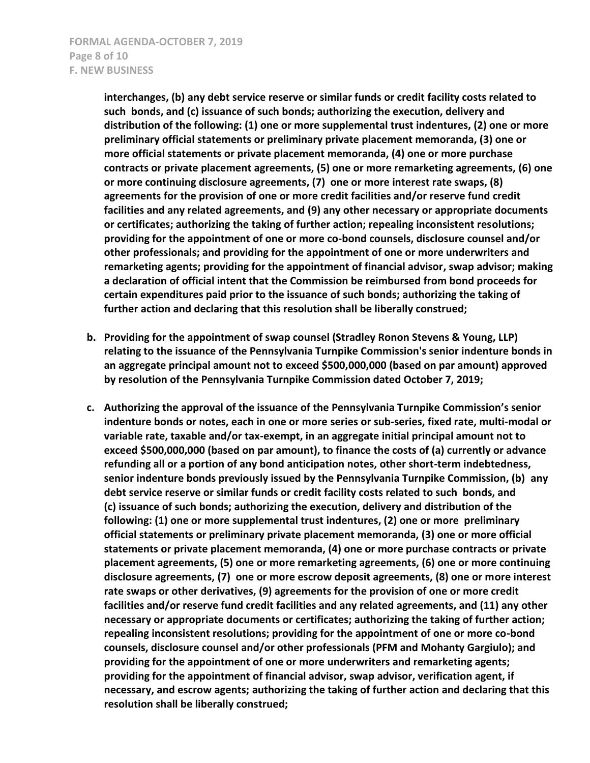**interchanges, (b) any debt service reserve or similar funds or credit facility costs related to such bonds, and (c) issuance of such bonds; authorizing the execution, delivery and distribution of the following: (1) one or more supplemental trust indentures, (2) one or more preliminary official statements or preliminary private placement memoranda, (3) one or more official statements or private placement memoranda, (4) one or more purchase contracts or private placement agreements, (5) one or more remarketing agreements, (6) one or more continuing disclosure agreements, (7) one or more interest rate swaps, (8) agreements for the provision of one or more credit facilities and/or reserve fund credit facilities and any related agreements, and (9) any other necessary or appropriate documents or certificates; authorizing the taking of further action; repealing inconsistent resolutions; providing for the appointment of one or more co-bond counsels, disclosure counsel and/or other professionals; and providing for the appointment of one or more underwriters and remarketing agents; providing for the appointment of financial advisor, swap advisor; making a declaration of official intent that the Commission be reimbursed from bond proceeds for certain expenditures paid prior to the issuance of such bonds; authorizing the taking of further action and declaring that this resolution shall be liberally construed;**

b. **Providing for the appointment of swap counsel (Stradley Ronon Stevens & Young, LLP) relating to the issuance of the Pennsylvania Turnpike Commission's senior indenture bonds in an aggregate principal amount not to exceed $500,000,000 (based on par amount) approved by resolution of the Pennsylvania Turnpike Commission dated October 7, 2019;**

c. **Authorizing the approval of the issuance of the Pennsylvania Turnpike Commission's senior indenture bonds or notes, each in one or more series or sub-series, fixed rate, multi-modal or variable rate, taxable and/or tax-exempt, in an aggregate initial principal amount not to exceed $500,000,000 (based on par amount), to finance the costs of (a) currently or advance refunding all or a portion of any bond anticipation notes, other short-term indebtedness, senior indenture bonds previously issued by the Pennsylvania Turnpike Commission, (b) any debt service reserve or similar funds or credit facility costs related to such bonds, and (c) issuance of such bonds; authorizing the execution, delivery and distribution of the following: (1) one or more supplemental trust indentures, (2) one or more preliminary official statements or preliminary private placement memoranda, (3) one or more official statements or private placement memoranda, (4) one or more purchase contracts or private placement agreements, (5) one or more remarketing agreements, (6) one or more continuing disclosure agreements, (7) one or more escrow deposit agreements, (8) one or more interest rate swaps or other derivatives, (9) agreements for the provision of one or more credit facilities and/or reserve fund credit facilities and any related agreements, and (11) any other necessary or appropriate documents or certificates; authorizing the taking of further action; repealing inconsistent resolutions; providing for the appointment of one or more co-bond counsels, disclosure counsel and/or other professionals (PFM and Mohanty Gargiulo); and providing for the appointment of one or more underwriters and remarketing agents; providing for the appointment of financial advisor, swap advisor, verification agent, if necessary, and escrow agents; authorizing the taking of further action and declaring that this resolution shall be liberally construed;**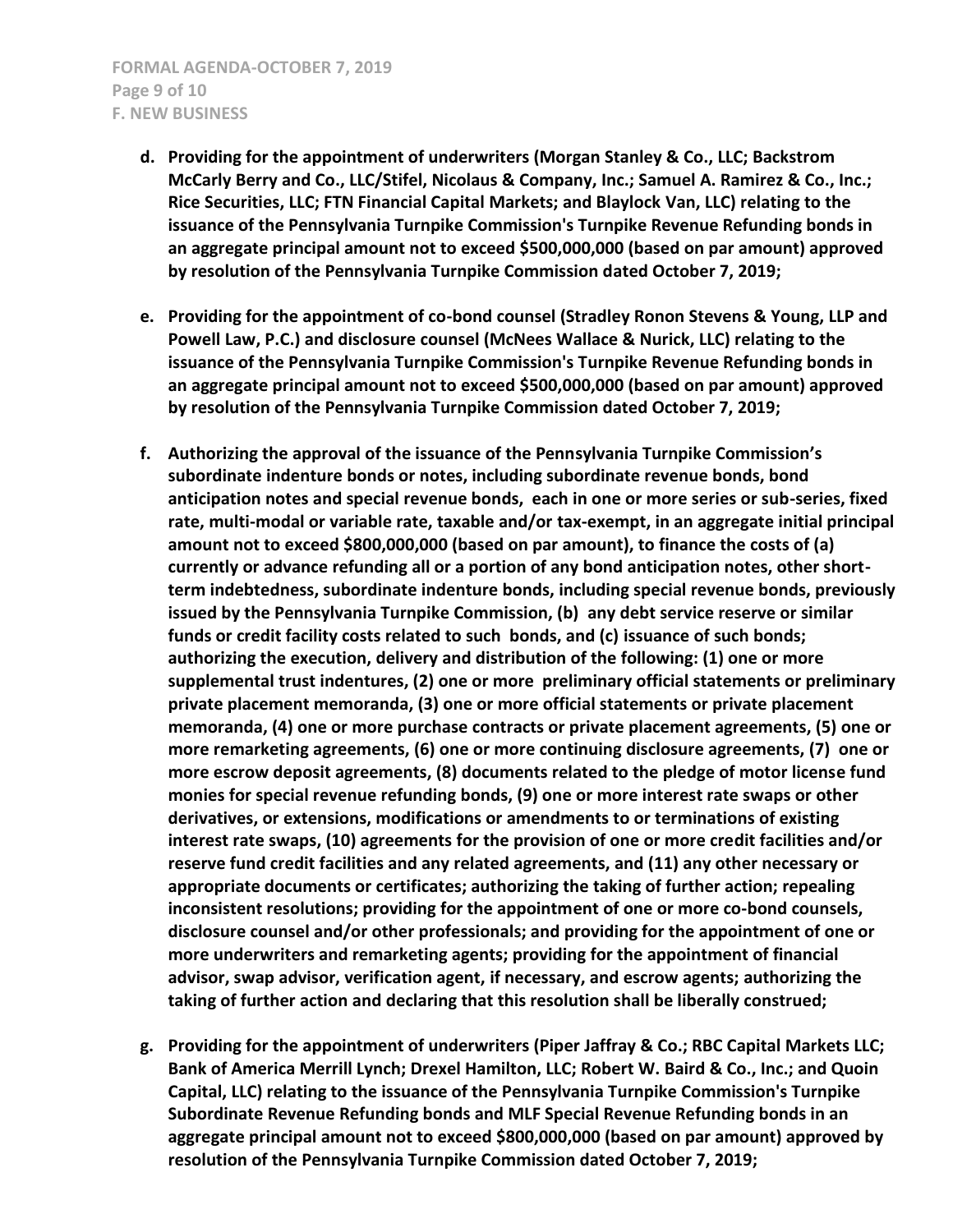**d. Providing for the appointment of underwriters (Morgan Stanley & Co., LLC; Backstrom McCarly Berry and Co., LLC/Stifel, Nicolaus & Company, Inc.; Samuel A. Ramirez & Co., Inc.; Rice Securities, LLC; FTN Financial Capital Markets; and Blaylock Van, LLC) relating to the issuance of the Pennsylvania Turnpike Commission's Turnpike Revenue Refunding bonds in an aggregate principal amount not to exceed $500,000,000 (based on par amount) approved by resolution of the Pennsylvania Turnpike Commission dated October 7, 2019;**

**e. Providing for the appointment of co-bond counsel (Stradley Ronon Stevens & Young, LLP and Powell Law, P.C.) and disclosure counsel (McNees Wallace & Nurick, LLC) relating to the issuance of the Pennsylvania Turnpike Commission's Turnpike Revenue Refunding bonds in an aggregate principal amount not to exceed $500,000,000 (based on par amount) approved by resolution of the Pennsylvania Turnpike Commission dated October 7, 2019;**

**f. Authorizing the approval of the issuance of the Pennsylvania Turnpike Commission's subordinate indenture bonds or notes, including subordinate revenue bonds, bond anticipation notes and special revenue bonds, each in one or more series or sub-series, fixed rate, multi-modal or variable rate, taxable and/or tax-exempt, in an aggregate initial principal amount not to exceed $800,000,000 (based on par amount), to finance the costs of (a) currently or advance refunding all or a portion of any bond anticipation notes, other short-term indebtedness, subordinate indenture bonds, including special revenue bonds, previously issued by the Pennsylvania Turnpike Commission, (b) any debt service reserve or similar funds or credit facility costs related to such bonds, and (c) issuance of such bonds; authorizing the execution, delivery and distribution of the following: (1) one or more supplemental trust indentures, (2) one or more preliminary official statements or preliminary private placement memoranda, (3) one or more official statements or private placement memoranda, (4) one or more purchase contracts or private placement agreements, (5) one or more remarketing agreements, (6) one or more continuing disclosure agreements, (7) one or more escrow deposit agreements, (8) documents related to the pledge of motor license fund monies for special revenue refunding bonds, (9) one or more interest rate swaps or other derivatives, or extensions, modifications or amendments to or terminations of existing interest rate swaps, (10) agreements for the provision of one or more credit facilities and/or reserve fund credit facilities and any related agreements, and (11) any other necessary or appropriate documents or certificates; authorizing the taking of further action; repealing inconsistent resolutions; providing for the appointment of one or more co-bond counsels, disclosure counsel and/or other professionals; and providing for the appointment of one or more underwriters and remarketing agents; providing for the appointment of financial advisor, swap advisor, verification agent, if necessary, and escrow agents; authorizing the taking of further action and declaring that this resolution shall be liberally construed;**

**g. Providing for the appointment of underwriters (Piper Jaffray & Co.; RBC Capital Markets LLC; Bank of America Merrill Lynch; Drexel Hamilton, LLC; Robert W. Baird & Co., Inc.; and Quoin Capital, LLC) relating to the issuance of the Pennsylvania Turnpike Commission's Turnpike Subordinate Revenue Refunding bonds and MLF Special Revenue Refunding bonds in an aggregate principal amount not to exceed $800,000,000 (based on par amount) approved by resolution of the Pennsylvania Turnpike Commission dated October 7, 2019;**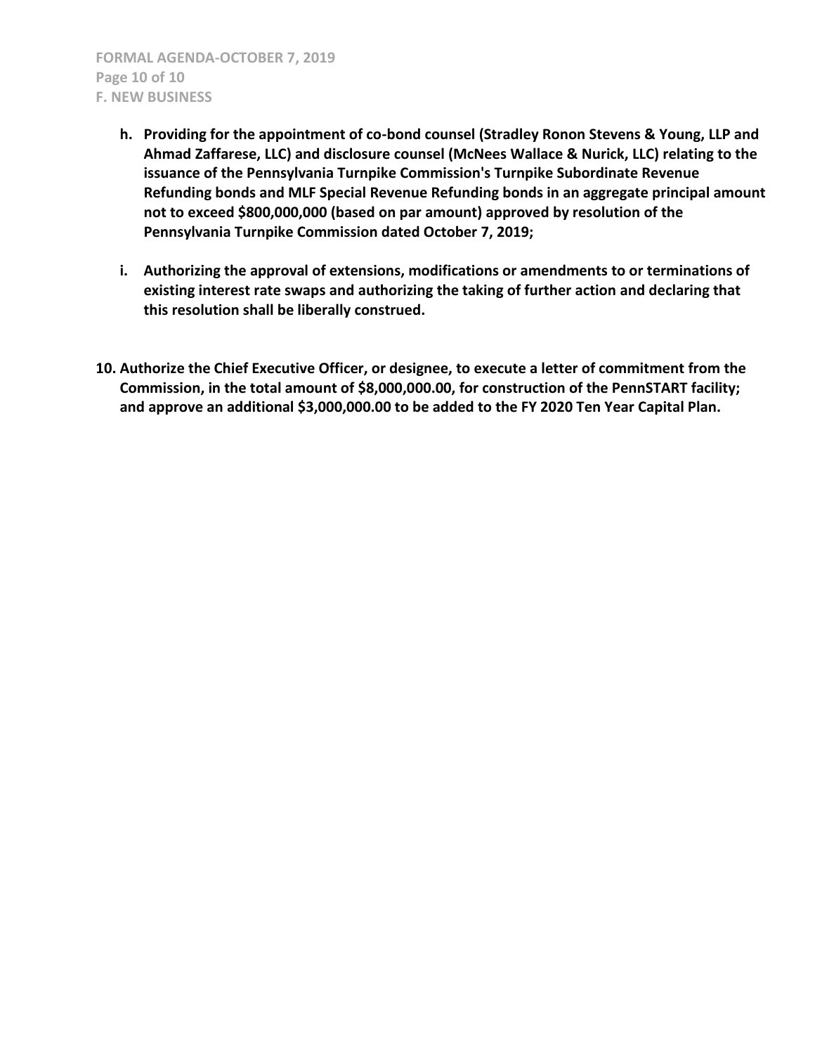- **h. Providing for the appointment of co-bond counsel (Stradley Ronon Stevens & Young, LLP and Ahmad Zaffarese, LLC) and disclosure counsel (McNees Wallace & Nurick, LLC) relating to the issuance of the Pennsylvania Turnpike Commission's Turnpike Subordinate Revenue Refunding bonds and MLF Special Revenue Refunding bonds in an aggregate principal amount not to exceed $800,000,000 (based on par amount) approved by resolution of the Pennsylvania Turnpike Commission dated October 7, 2019;**

- **i. Authorizing the approval of extensions, modifications or amendments to or terminations of existing interest rate swaps and authorizing the taking of further action and declaring that this resolution shall be liberally construed.**

**10. Authorize the Chief Executive Officer, or designee, to execute a letter of commitment from the Commission, in the total amount of $8,000,000.00, for construction of the PennSTART facility; and approve an additional $3,000,000.00 to be added to the FY 2020 Ten Year Capital Plan.**